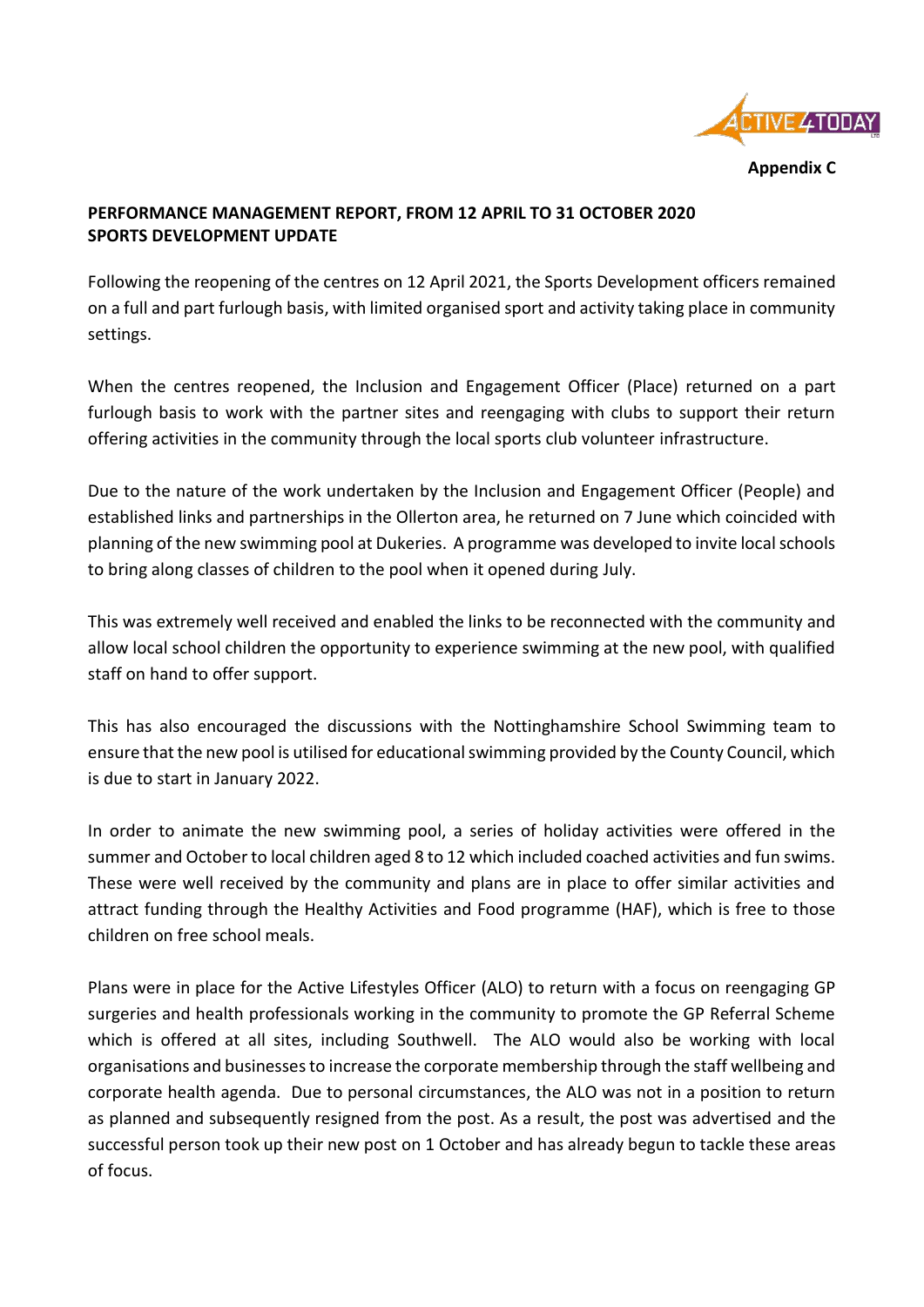**Appendix C**

**PERFORMANCE MANAGEMENT REPORT, FROM 12 APRIL TO 31 OCTOBER 2020**
**SPORTS DEVELOPMENT UPDATE**

Following the reopening of the centres on 12 April 2021, the Sports Development officers remained on a full and part furlough basis, with limited organised sport and activity taking place in community settings.

When the centres reopened, the Inclusion and Engagement Officer (Place) returned on a part furlough basis to work with the partner sites and reengaging with clubs to support their return offering activities in the community through the local sports club volunteer infrastructure.

Due to the nature of the work undertaken by the Inclusion and Engagement Officer (People) and established links and partnerships in the Ollerton area, he returned on 7 June which coincided with planning of the new swimming pool at Dukeries. A programme was developed to invite local schools to bring along classes of children to the pool when it opened during July.

This was extremely well received and enabled the links to be reconnected with the community and allow local school children the opportunity to experience swimming at the new pool, with qualified staff on hand to offer support.

This has also encouraged the discussions with the Nottinghamshire School Swimming team to ensure that the new pool is utilised for educational swimming provided by the County Council, which is due to start in January 2022.

In order to animate the new swimming pool, a series of holiday activities were offered in the summer and October to local children aged 8 to 12 which included coached activities and fun swims. These were well received by the community and plans are in place to offer similar activities and attract funding through the Healthy Activities and Food programme (HAF), which is free to those children on free school meals.

Plans were in place for the Active Lifestyles Officer (ALO) to return with a focus on reengaging GP surgeries and health professionals working in the community to promote the GP Referral Scheme which is offered at all sites, including Southwell. The ALO would also be working with local organisations and businesses to increase the corporate membership through the staff wellbeing and corporate health agenda. Due to personal circumstances, the ALO was not in a position to return as planned and subsequently resigned from the post. As a result, the post was advertised and the successful person took up their new post on 1 October and has already begun to tackle these areas of focus.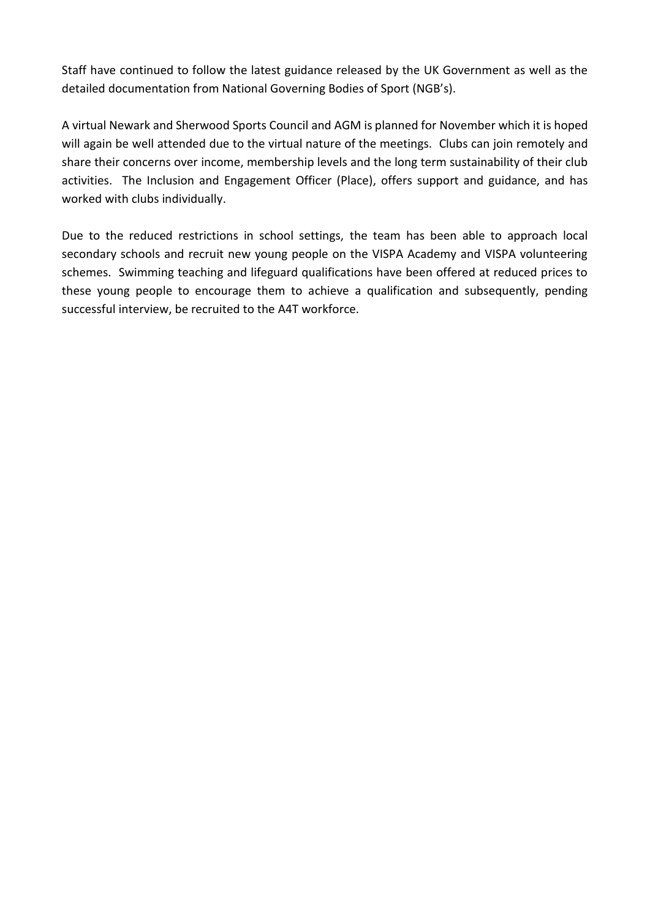Staff have continued to follow the latest guidance released by the UK Government as well as the detailed documentation from National Governing Bodies of Sport (NGB's).

A virtual Newark and Sherwood Sports Council and AGM is planned for November which it is hoped will again be well attended due to the virtual nature of the meetings. Clubs can join remotely and share their concerns over income, membership levels and the long term sustainability of their club activities. The Inclusion and Engagement Officer (Place), offers support and guidance, and has worked with clubs individually.

Due to the reduced restrictions in school settings, the team has been able to approach local secondary schools and recruit new young people on the VISPA Academy and VISPA volunteering schemes. Swimming teaching and lifeguard qualifications have been offered at reduced prices to these young people to encourage them to achieve a qualification and subsequently, pending successful interview, be recruited to the A4T workforce.